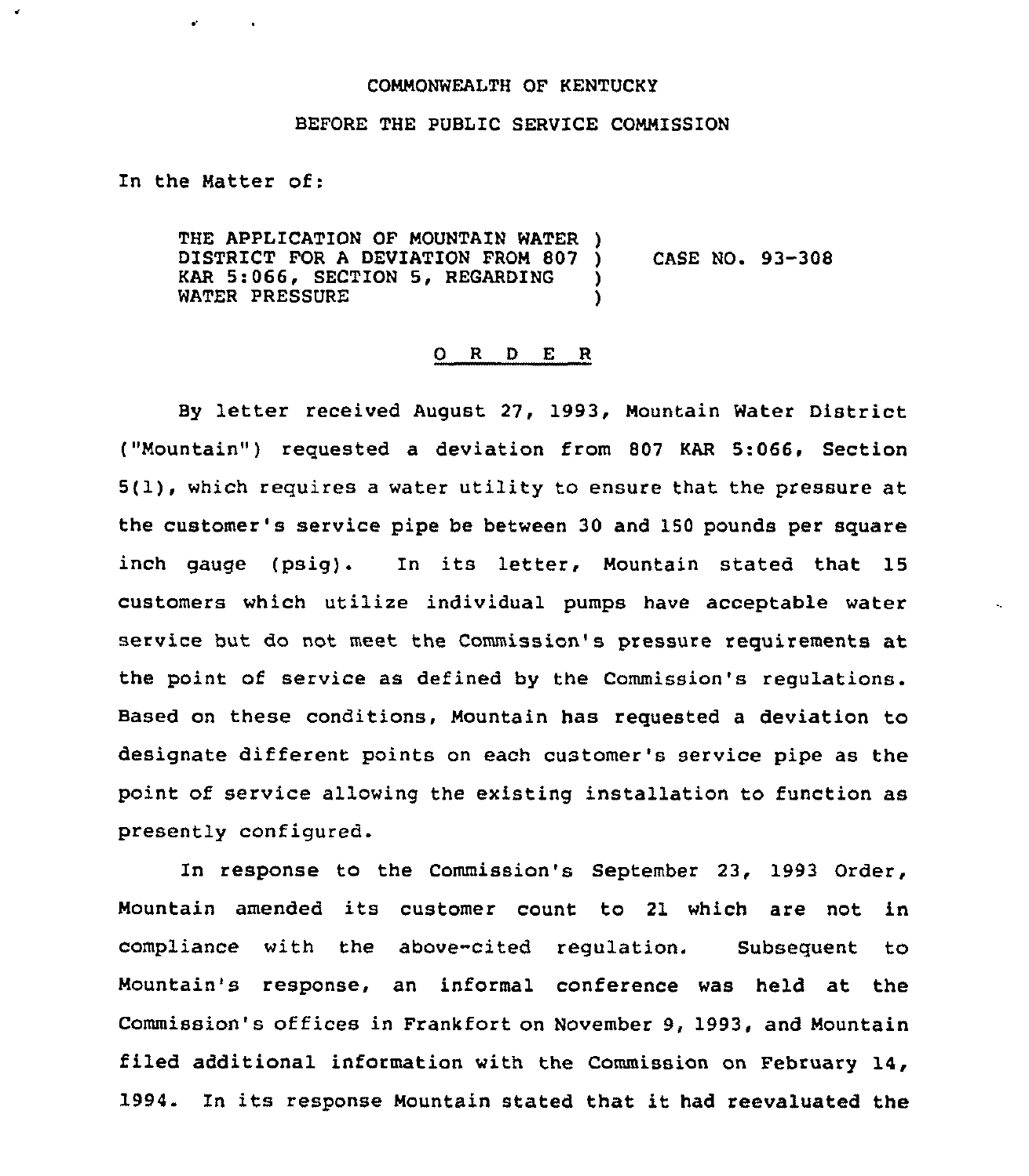COMMONWEALTH OF KENTUCKY

BEFORE THE PUBLIC SERVICE COMMISSION

In the Matter of:

THE APPLICATION OF MOUNTAIN WATER DISTRICT FOR A DEVIATION FROM 807 KAR 5:066, SECTION 5, REGARDING WATER PRESSURE ) CASE NO. 93-308

# O R D E R

By letter received August 27, 1993, Mountain Water District ("Mountain") requested a deviation from 807 KAR 5:066, Section 5(1), which requires a water utility to ensure that the pressure at the customer's service pipe be between 30 and 150 pounds per square inch gauge (psig). In its letter, Mountain stated that 15 customers which utilize individual pumps have acceptable water service but do not meet the Commission's pressure requirements at the point of service as defined by the Commission's regulations. Based on these conditions, Mountain has requested a deviation to designate different points on each customer's service pipe as the point of service allowing the existing installation to function as presently configured.

In response to the Commission's September 23, 1993 Order, Mountain amended its customer count to 21 which are not in compliance with the above-cited regulation. Subsequent to Mountain's response, an informal conference was held at the Commission's offices in Frankfort on November 9, 1993, and Mountain filed additional information with the Commission on February 14, 1994. In its response Mountain stated that it had reevaluated the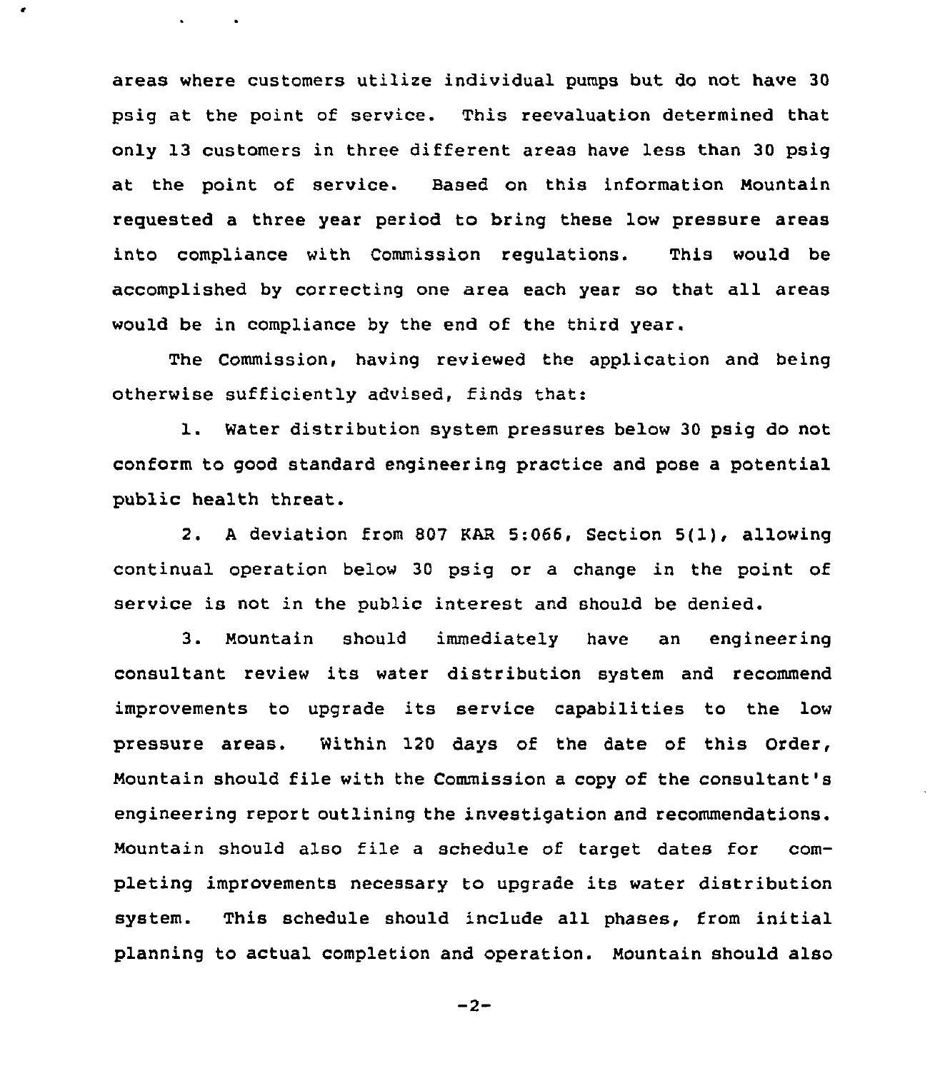areas where customers utilize individual pumps but do not have 30 psig at the point of service. This reevaluation determined that only 13 customers in three different areas have less than 30 psig at the point of service. Based on this information Mountain requested a three year period to bring these low pressure areas into compliance with Commission regulations. This would be accomplished by correcting one area each year so that all areas would be in compliance by the end of the third year.

The Commission, having reviewed the application and being otherwise sufficiently advised, finds that:

1. Water distribution system pressures below 30 psig do not conform to good standard engineering practice and pose a potential public health threat.

2. A deviation from 807 KAR 5:066, Section 5(1), allowing continual operation below 30 psig or a change in the point of service is not in the public interest and should be denied.

3. Mountain should immediately have an engineering consultant review its water distribution system and recommend improvements to upgrade its service capabilities to the low pressure areas. Within 120 days of the date of this Order, Mountain should file with the Commission a copy of the consultant's engineering report outlining the investigation and recommendations. Mountain should also file a schedule of target dates for completing improvements necessary to upgrade its water distribution system. This schedule should include all phases, from initial planning to actual completion and operation. Mountain should also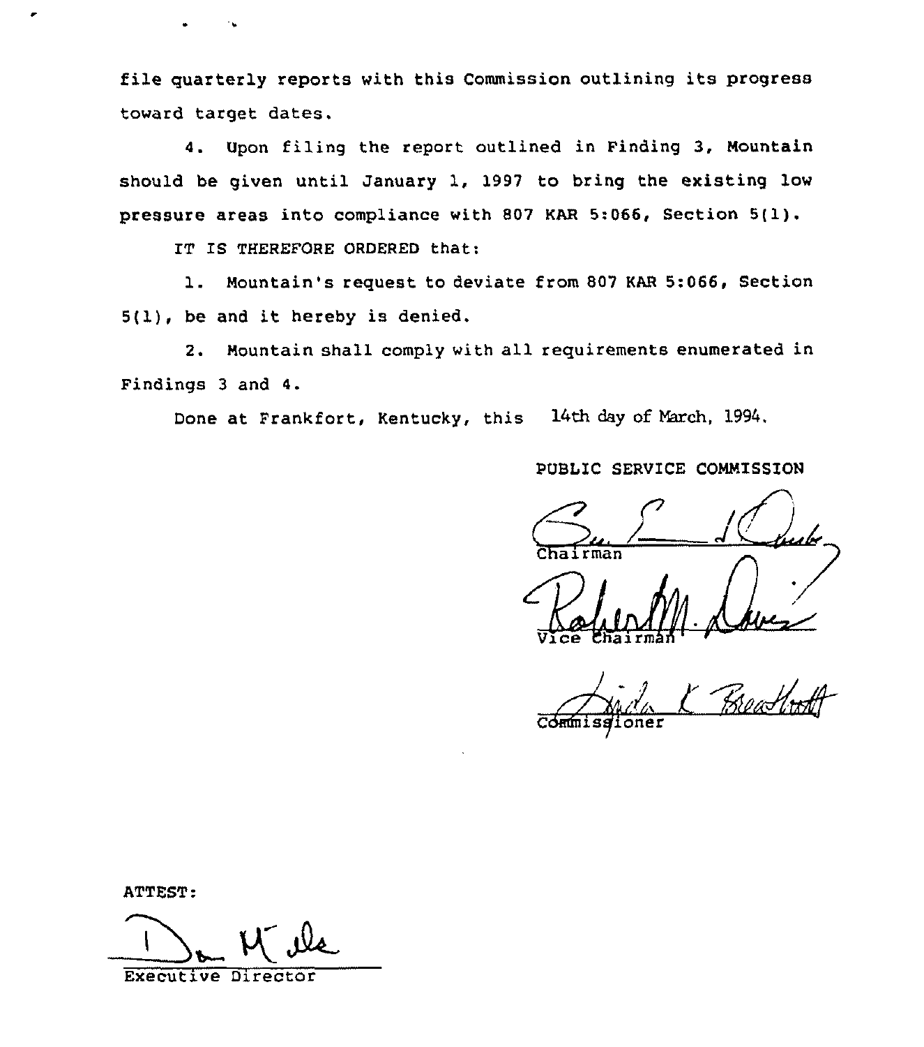file quarterly reports with this Commission outlining its progress toward target dates.

4. Upon filing the report outlined in Finding 3, Mountain should be given until January 1, 1997 to bring the existing low pressure areas into compliance with 807 KAR 5:066, Section 5(1).

IT IS THEREFORE ORDERED that:

1. Mountain's request to deviate from 807 KAR 5:066, Section 5(1), be and it hereby is denied.

2. Mountain shall comply with all requirements enumerated in Findings 3 and 4.

Done at Frankfort, Kentucky, this 14th day of March, 1994.

PUBLIC SERVICE COMMISSION

Chairman

Vice Chairman

Commissioner

ATTEST:

Executive Director